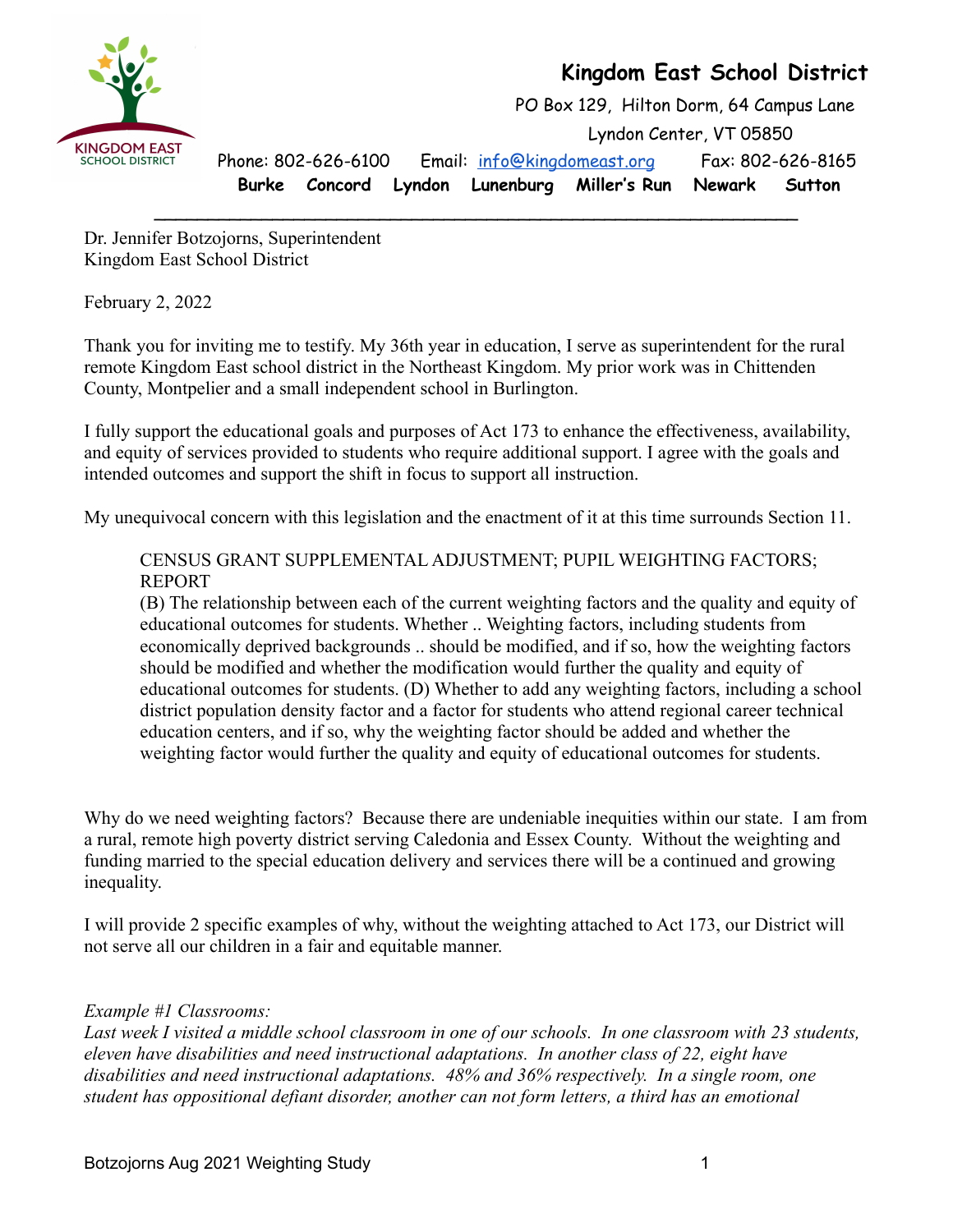**Kingdom East School District**

PO Box 129, Hilton Dorm, 64 Campus Lane
Lyndon Center, VT 05850

Phone: 802-626-6100 Email: info@kingdomeast.org Fax: 802-626-8165

**Burke Concord Lyndon Lunenburg Miller's Run Newark Sutton**

---

Dr. Jennifer Botzojorns, Superintendent
Kingdom East School District

February 2, 2022

Thank you for inviting me to testify. My 36th year in education, I serve as superintendent for the rural remote Kingdom East school district in the Northeast Kingdom. My prior work was in Chittenden County, Montpelier and a small independent school in Burlington.

I fully support the educational goals and purposes of Act 173 to enhance the effectiveness, availability, and equity of services provided to students who require additional support. I agree with the goals and intended outcomes and support the shift in focus to support all instruction.

My unequivocal concern with this legislation and the enactment of it at this time surrounds Section 11.

> CENSUS GRANT SUPPLEMENTAL ADJUSTMENT; PUPIL WEIGHTING FACTORS; REPORT
> (B) The relationship between each of the current weighting factors and the quality and equity of educational outcomes for students. Whether .. Weighting factors, including students from economically deprived backgrounds .. should be modified, and if so, how the weighting factors should be modified and whether the modification would further the quality and equity of educational outcomes for students. (D) Whether to add any weighting factors, including a school district population density factor and a factor for students who attend regional career technical education centers, and if so, why the weighting factor should be added and whether the weighting factor would further the quality and equity of educational outcomes for students.

Why do we need weighting factors? Because there are undeniable inequities within our state. I am from a rural, remote high poverty district serving Caledonia and Essex County. Without the weighting and funding married to the special education delivery and services there will be a continued and growing inequality.

I will provide 2 specific examples of why, without the weighting attached to Act 173, our District will not serve all our children in a fair and equitable manner.

*Example #1 Classrooms:*
*Last week I visited a middle school classroom in one of our schools. In one classroom with 23 students, eleven have disabilities and need instructional adaptations. In another class of 22, eight have disabilities and need instructional adaptations. 48% and 36% respectively. In a single room, one student has oppositional defiant disorder, another can not form letters, a third has an emotional*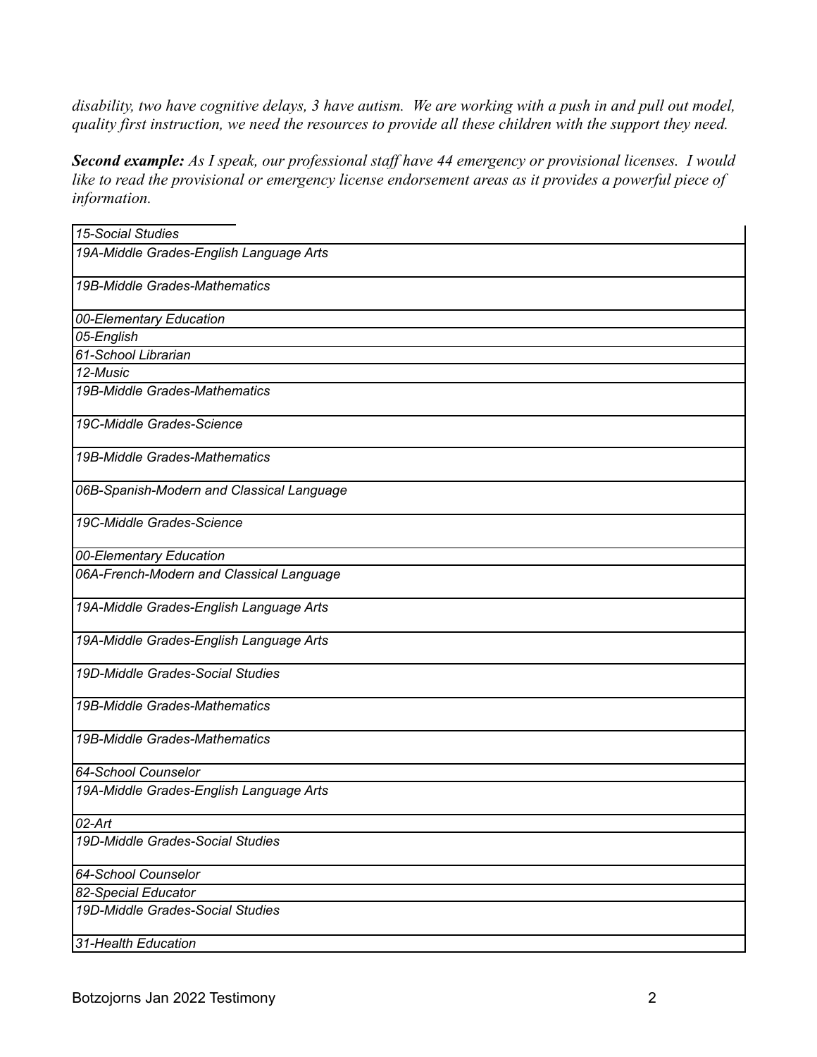*disability, two have cognitive delays, 3 have autism. We are working with a push in and pull out model, quality first instruction, we need the resources to provide all these children with the support they need.*

***Second example:*** *As I speak, our professional staff have 44 emergency or provisional licenses. I would like to read the provisional or emergency license endorsement areas as it provides a powerful piece of information.*

| *15-Social Studies* |
|---|
| *19A-Middle Grades-English Language Arts* |
| *19B-Middle Grades-Mathematics* |
| *00-Elementary Education* |
| *05-English* |
| *61-School Librarian* |
| *12-Music* |
| *19B-Middle Grades-Mathematics* |
| *19C-Middle Grades-Science* |
| *19B-Middle Grades-Mathematics* |
| *06B-Spanish-Modern and Classical Language* |
| *19C-Middle Grades-Science* |
| *00-Elementary Education* |
| *06A-French-Modern and Classical Language* |
| *19A-Middle Grades-English Language Arts* |
| *19A-Middle Grades-English Language Arts* |
| *19D-Middle Grades-Social Studies* |
| *19B-Middle Grades-Mathematics* |
| *19B-Middle Grades-Mathematics* |
| *64-School Counselor* |
| *19A-Middle Grades-English Language Arts* |
| *02-Art* |
| *19D-Middle Grades-Social Studies* |
| *64-School Counselor* |
| *82-Special Educator* |
| *19D-Middle Grades-Social Studies* |
| *31-Health Education* |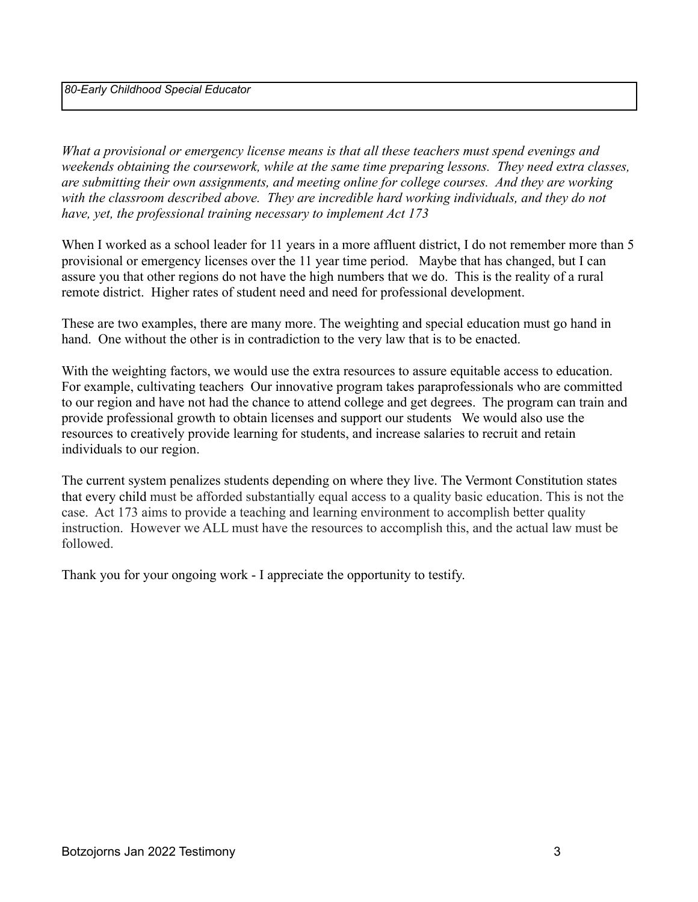| |
|---|
| *80-Early Childhood Special Educator* |

*What a provisional or emergency license means is that all these teachers must spend evenings and weekends obtaining the coursework, while at the same time preparing lessons. They need extra classes, are submitting their own assignments, and meeting online for college courses. And they are working with the classroom described above. They are incredible hard working individuals, and they do not have, yet, the professional training necessary to implement Act 173*

When I worked as a school leader for 11 years in a more affluent district, I do not remember more than 5 provisional or emergency licenses over the 11 year time period. Maybe that has changed, but I can assure you that other regions do not have the high numbers that we do. This is the reality of a rural remote district. Higher rates of student need and need for professional development.

These are two examples, there are many more. The weighting and special education must go hand in hand. One without the other is in contradiction to the very law that is to be enacted.

With the weighting factors, we would use the extra resources to assure equitable access to education. For example, cultivating teachers Our innovative program takes paraprofessionals who are committed to our region and have not had the chance to attend college and get degrees. The program can train and provide professional growth to obtain licenses and support our students We would also use the resources to creatively provide learning for students, and increase salaries to recruit and retain individuals to our region.

The current system penalizes students depending on where they live. The Vermont Constitution states that every child must be afforded substantially equal access to a quality basic education. This is not the case. Act 173 aims to provide a teaching and learning environment to accomplish better quality instruction. However we ALL must have the resources to accomplish this, and the actual law must be followed.

Thank you for your ongoing work - I appreciate the opportunity to testify.